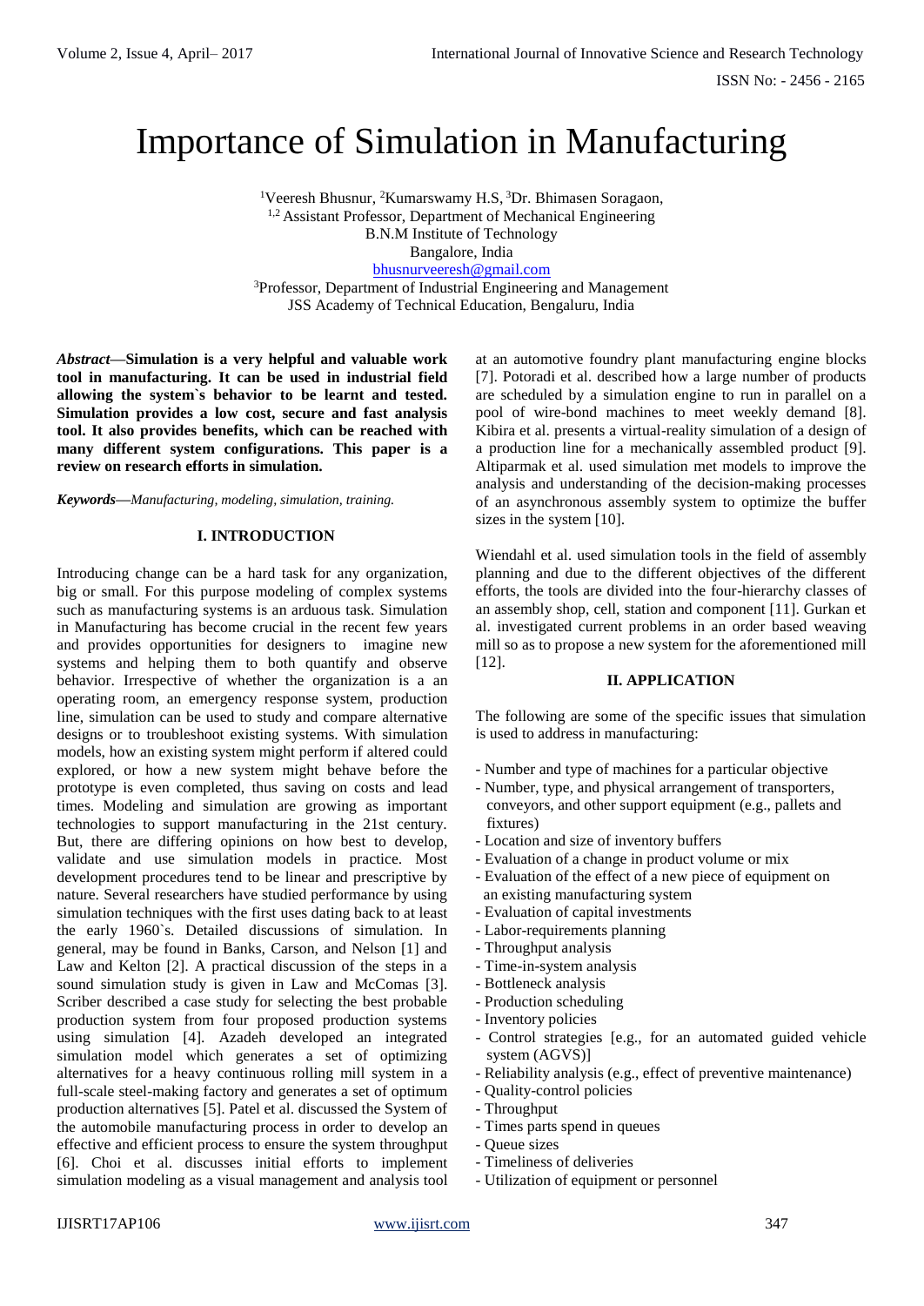# Importance of Simulation in Manufacturing

[1]Veeresh Bhusnur, [2]Kumarswamy H.S, [3]Dr. Bhimasen Soragaon,
[1,2] Assistant Professor, Department of Mechanical Engineering
B.N.M Institute of Technology
Bangalore, India
bhusnurveeresh@gmail.com
[3]Professor, Department of Industrial Engineering and Management
JSS Academy of Technical Education, Bengaluru, India

***Abstract*—Simulation is a very helpful and valuable work tool in manufacturing. It can be used in industrial field allowing the system`s behavior to be learnt and tested. Simulation provides a low cost, secure and fast analysis tool. It also provides benefits, which can be reached with many different system configurations. This paper is a review on research efforts in simulation.**

***Keywords*—*Manufacturing, modeling, simulation, training.***

## I. INTRODUCTION

Introducing change can be a hard task for any organization, big or small. For this purpose modeling of complex systems such as manufacturing systems is an arduous task. Simulation in Manufacturing has become crucial in the recent few years and provides opportunities for designers to imagine new systems and helping them to both quantify and observe behavior. Irrespective of whether the organization is a an operating room, an emergency response system, production line, simulation can be used to study and compare alternative designs or to troubleshoot existing systems. With simulation models, how an existing system might perform if altered could explored, or how a new system might behave before the prototype is even completed, thus saving on costs and lead times. Modeling and simulation are growing as important technologies to support manufacturing in the 21st century. But, there are differing opinions on how best to develop, validate and use simulation models in practice. Most development procedures tend to be linear and prescriptive by nature. Several researchers have studied performance by using simulation techniques with the first uses dating back to at least the early 1960`s. Detailed discussions of simulation. In general, may be found in Banks, Carson, and Nelson [1] and Law and Kelton [2]. A practical discussion of the steps in a sound simulation study is given in Law and McComas [3]. Scriber described a case study for selecting the best probable production system from four proposed production systems using simulation [4]. Azadeh developed an integrated simulation model which generates a set of optimizing alternatives for a heavy continuous rolling mill system in a full-scale steel-making factory and generates a set of optimum production alternatives [5]. Patel et al. discussed the System of the automobile manufacturing process in order to develop an effective and efficient process to ensure the system throughput [6]. Choi et al. discusses initial efforts to implement simulation modeling as a visual management and analysis tool at an automotive foundry plant manufacturing engine blocks [7]. Potoradi et al. described how a large number of products are scheduled by a simulation engine to run in parallel on a pool of wire-bond machines to meet weekly demand [8]. Kibira et al. presents a virtual-reality simulation of a design of a production line for a mechanically assembled product [9]. Altiparmak et al. used simulation met models to improve the analysis and understanding of the decision-making processes of an asynchronous assembly system to optimize the buffer sizes in the system [10].

Wiendahl et al. used simulation tools in the field of assembly planning and due to the different objectives of the different efforts, the tools are divided into the four-hierarchy classes of an assembly shop, cell, station and component [11]. Gurkan et al. investigated current problems in an order based weaving mill so as to propose a new system for the aforementioned mill [12].

## II. APPLICATION

The following are some of the specific issues that simulation is used to address in manufacturing:

- Number and type of machines for a particular objective
- Number, type, and physical arrangement of transporters, conveyors, and other support equipment (e.g., pallets and fixtures)
- Location and size of inventory buffers
- Evaluation of a change in product volume or mix
- Evaluation of the effect of a new piece of equipment on an existing manufacturing system
- Evaluation of capital investments
- Labor-requirements planning
- Throughput analysis
- Time-in-system analysis
- Bottleneck analysis
- Production scheduling
- Inventory policies
- Control strategies [e.g., for an automated guided vehicle system (AGVS)]
- Reliability analysis (e.g., effect of preventive maintenance)
- Quality-control policies
- Throughput
- Times parts spend in queues
- Queue sizes
- Timeliness of deliveries
- Utilization of equipment or personnel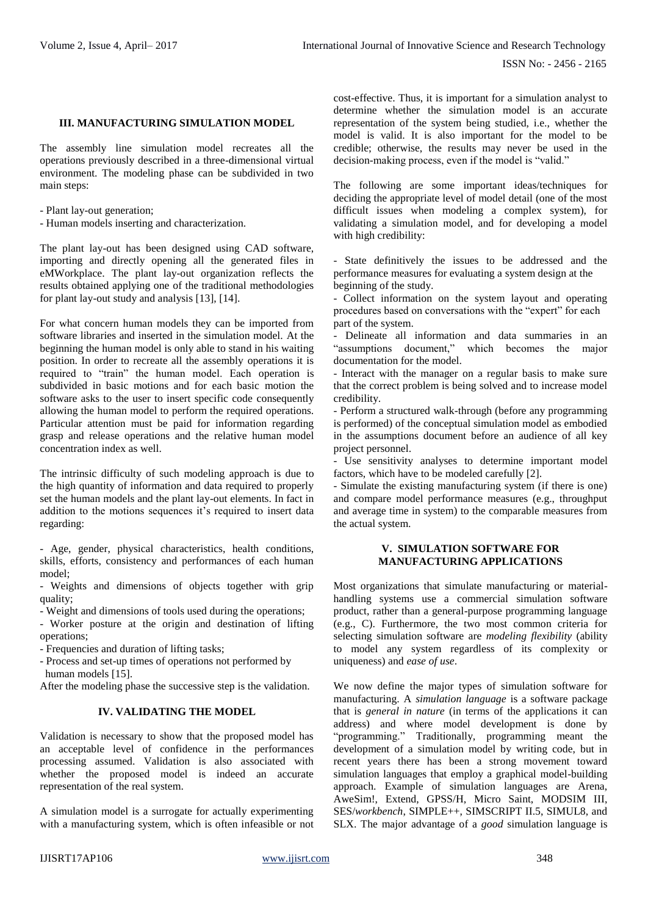## III. MANUFACTURING SIMULATION MODEL

The assembly line simulation model recreates all the operations previously described in a three-dimensional virtual environment. The modeling phase can be subdivided in two main steps:

- Plant lay-out generation;
- Human models inserting and characterization.

The plant lay-out has been designed using CAD software, importing and directly opening all the generated files in eMWorkplace. The plant lay-out organization reflects the results obtained applying one of the traditional methodologies for plant lay-out study and analysis [13], [14].

For what concern human models they can be imported from software libraries and inserted in the simulation model. At the beginning the human model is only able to stand in his waiting position. In order to recreate all the assembly operations it is required to "train" the human model. Each operation is subdivided in basic motions and for each basic motion the software asks to the user to insert specific code consequently allowing the human model to perform the required operations. Particular attention must be paid for information regarding grasp and release operations and the relative human model concentration index as well.

The intrinsic difficulty of such modeling approach is due to the high quantity of information and data required to properly set the human models and the plant lay-out elements. In fact in addition to the motions sequences it's required to insert data regarding:

- Age, gender, physical characteristics, health conditions, skills, efforts, consistency and performances of each human model;
- Weights and dimensions of objects together with grip quality;
- Weight and dimensions of tools used during the operations;
- Worker posture at the origin and destination of lifting operations;
- Frequencies and duration of lifting tasks;
- Process and set-up times of operations not performed by human models [15].

After the modeling phase the successive step is the validation.

## IV. VALIDATING THE MODEL

Validation is necessary to show that the proposed model has an acceptable level of confidence in the performances processing assumed. Validation is also associated with whether the proposed model is indeed an accurate representation of the real system.

A simulation model is a surrogate for actually experimenting with a manufacturing system, which is often infeasible or not cost-effective. Thus, it is important for a simulation analyst to determine whether the simulation model is an accurate representation of the system being studied, i.e., whether the model is valid. It is also important for the model to be credible; otherwise, the results may never be used in the decision-making process, even if the model is "valid."

The following are some important ideas/techniques for deciding the appropriate level of model detail (one of the most difficult issues when modeling a complex system), for validating a simulation model, and for developing a model with high credibility:

- State definitively the issues to be addressed and the performance measures for evaluating a system design at the beginning of the study.
- Collect information on the system layout and operating procedures based on conversations with the "expert" for each part of the system.
- Delineate all information and data summaries in an "assumptions document," which becomes the major documentation for the model.
- Interact with the manager on a regular basis to make sure that the correct problem is being solved and to increase model credibility.
- Perform a structured walk-through (before any programming is performed) of the conceptual simulation model as embodied in the assumptions document before an audience of all key project personnel.
- Use sensitivity analyses to determine important model factors, which have to be modeled carefully [2].
- Simulate the existing manufacturing system (if there is one) and compare model performance measures (e.g., throughput and average time in system) to the comparable measures from the actual system.

## V. SIMULATION SOFTWARE FOR MANUFACTURING APPLICATIONS

Most organizations that simulate manufacturing or material-handling systems use a commercial simulation software product, rather than a general-purpose programming language (e.g., C). Furthermore, the two most common criteria for selecting simulation software are *modeling flexibility* (ability to model any system regardless of its complexity or uniqueness) and *ease of use*.

We now define the major types of simulation software for manufacturing. A *simulation language* is a software package that is *general in nature* (in terms of the applications it can address) and where model development is done by "programming." Traditionally, programming meant the development of a simulation model by writing code, but in recent years there has been a strong movement toward simulation languages that employ a graphical model-building approach. Example of simulation languages are Arena, AweSim!, Extend, GPSS/H, Micro Saint, MODSIM III, SES/*workbench*, SIMPLE++, SIMSCRIPT II.5, SIMUL8, and SLX. The major advantage of a *good* simulation language is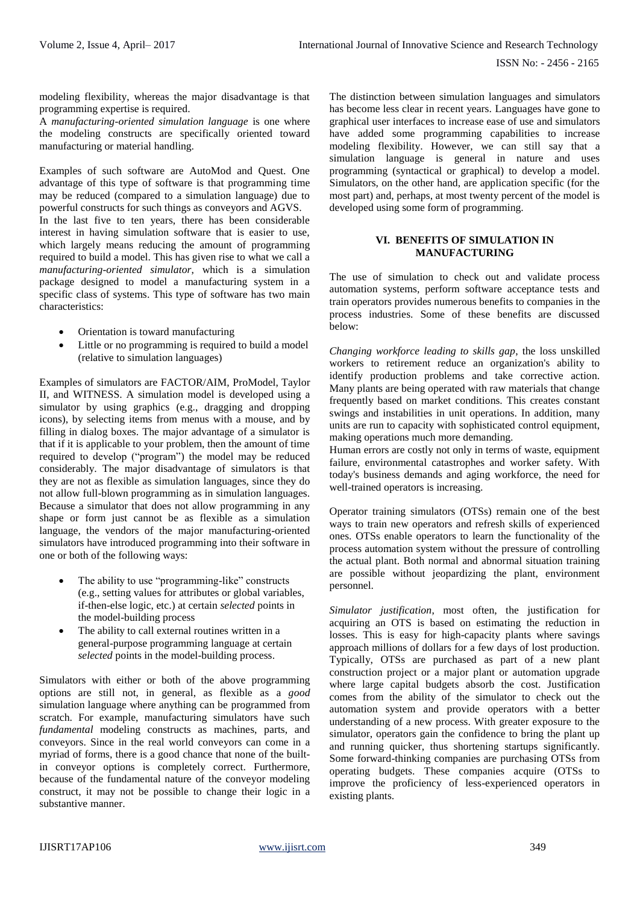modeling flexibility, whereas the major disadvantage is that programming expertise is required.

A *manufacturing-oriented simulation language* is one where the modeling constructs are specifically oriented toward manufacturing or material handling.

Examples of such software are AutoMod and Quest. One advantage of this type of software is that programming time may be reduced (compared to a simulation language) due to powerful constructs for such things as conveyors and AGVS.

In the last five to ten years, there has been considerable interest in having simulation software that is easier to use, which largely means reducing the amount of programming required to build a model. This has given rise to what we call a *manufacturing-oriented simulator*, which is a simulation package designed to model a manufacturing system in a specific class of systems. This type of software has two main characteristics:

- Orientation is toward manufacturing
- Little or no programming is required to build a model (relative to simulation languages)

Examples of simulators are FACTOR/AIM, ProModel, Taylor II, and WITNESS. A simulation model is developed using a simulator by using graphics (e.g., dragging and dropping icons), by selecting items from menus with a mouse, and by filling in dialog boxes. The major advantage of a simulator is that if it is applicable to your problem, then the amount of time required to develop ("program") the model may be reduced considerably. The major disadvantage of simulators is that they are not as flexible as simulation languages, since they do not allow full-blown programming as in simulation languages. Because a simulator that does not allow programming in any shape or form just cannot be as flexible as a simulation language, the vendors of the major manufacturing-oriented simulators have introduced programming into their software in one or both of the following ways:

- The ability to use "programming-like" constructs (e.g., setting values for attributes or global variables, if-then-else logic, etc.) at certain *selected* points in the model-building process
- The ability to call external routines written in a general-purpose programming language at certain *selected* points in the model-building process.

Simulators with either or both of the above programming options are still not, in general, as flexible as a *good* simulation language where anything can be programmed from scratch. For example, manufacturing simulators have such *fundamental* modeling constructs as machines, parts, and conveyors. Since in the real world conveyors can come in a myriad of forms, there is a good chance that none of the built-in conveyor options is completely correct. Furthermore, because of the fundamental nature of the conveyor modeling construct, it may not be possible to change their logic in a substantive manner.

The distinction between simulation languages and simulators has become less clear in recent years. Languages have gone to graphical user interfaces to increase ease of use and simulators have added some programming capabilities to increase modeling flexibility. However, we can still say that a simulation language is general in nature and uses programming (syntactical or graphical) to develop a model. Simulators, on the other hand, are application specific (for the most part) and, perhaps, at most twenty percent of the model is developed using some form of programming.

## VI. BENEFITS OF SIMULATION IN MANUFACTURING

The use of simulation to check out and validate process automation systems, perform software acceptance tests and train operators provides numerous benefits to companies in the process industries. Some of these benefits are discussed below:

*Changing workforce leading to skills gap*, the loss unskilled workers to retirement reduce an organization's ability to identify production problems and take corrective action. Many plants are being operated with raw materials that change frequently based on market conditions. This creates constant swings and instabilities in unit operations. In addition, many units are run to capacity with sophisticated control equipment, making operations much more demanding.

Human errors are costly not only in terms of waste, equipment failure, environmental catastrophes and worker safety. With today's business demands and aging workforce, the need for well-trained operators is increasing.

Operator training simulators (OTSs) remain one of the best ways to train new operators and refresh skills of experienced ones. OTSs enable operators to learn the functionality of the process automation system without the pressure of controlling the actual plant. Both normal and abnormal situation training are possible without jeopardizing the plant, environment personnel.

*Simulator justification*, most often, the justification for acquiring an OTS is based on estimating the reduction in losses. This is easy for high-capacity plants where savings approach millions of dollars for a few days of lost production. Typically, OTSs are purchased as part of a new plant construction project or a major plant or automation upgrade where large capital budgets absorb the cost. Justification comes from the ability of the simulator to check out the automation system and provide operators with a better understanding of a new process. With greater exposure to the simulator, operators gain the confidence to bring the plant up and running quicker, thus shortening startups significantly. Some forward-thinking companies are purchasing OTSs from operating budgets. These companies acquire (OTSs to improve the proficiency of less-experienced operators in existing plants.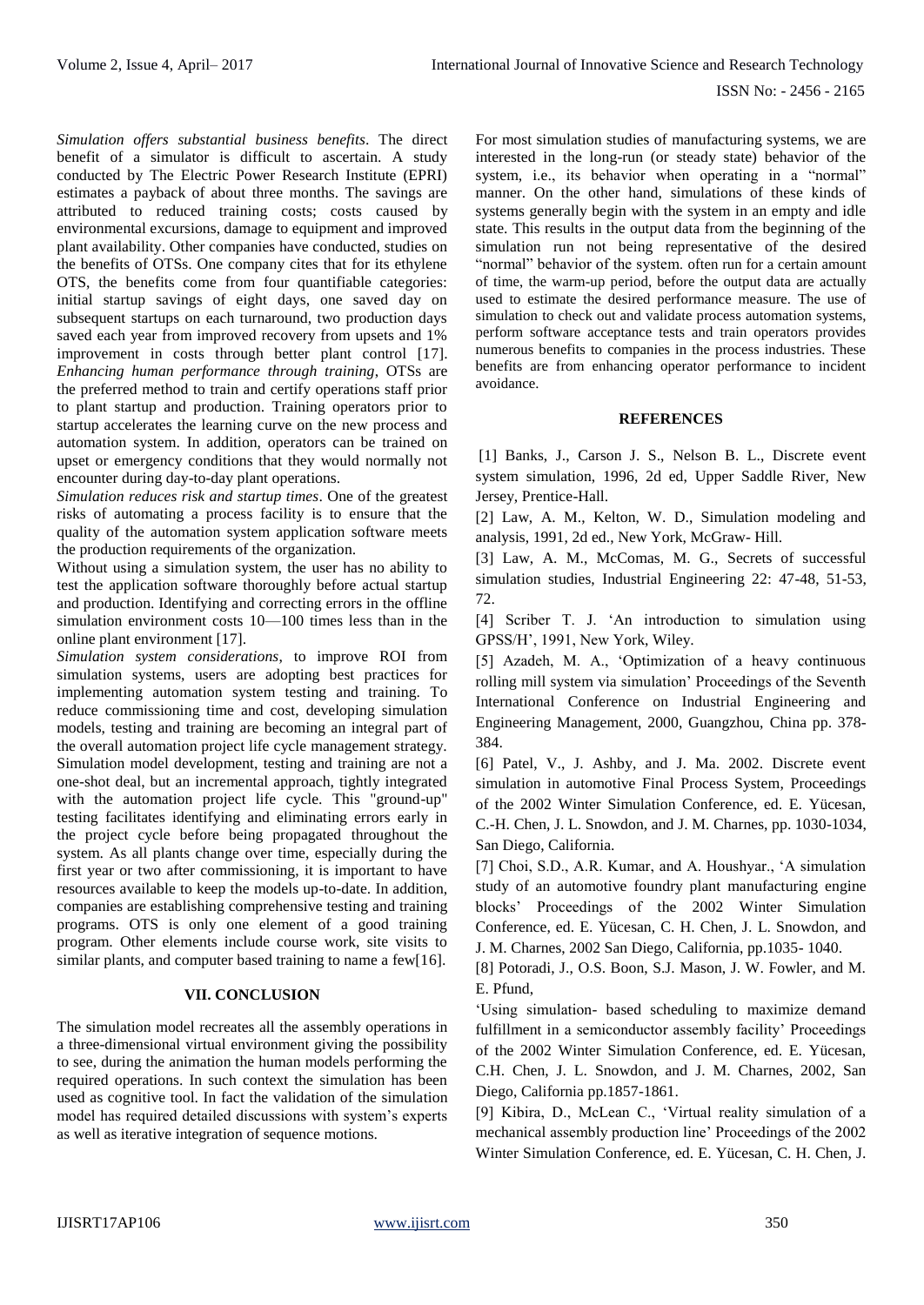*Simulation offers substantial business benefits*. The direct benefit of a simulator is difficult to ascertain. A study conducted by The Electric Power Research Institute (EPRI) estimates a payback of about three months. The savings are attributed to reduced training costs; costs caused by environmental excursions, damage to equipment and improved plant availability. Other companies have conducted, studies on the benefits of OTSs. One company cites that for its ethylene OTS, the benefits come from four quantifiable categories: initial startup savings of eight days, one saved day on subsequent startups on each turnaround, two production days saved each year from improved recovery from upsets and 1% improvement in costs through better plant control [17]. *Enhancing human performance through training*, OTSs are the preferred method to train and certify operations staff prior to plant startup and production. Training operators prior to startup accelerates the learning curve on the new process and automation system. In addition, operators can be trained on upset or emergency conditions that they would normally not encounter during day-to-day plant operations.

*Simulation reduces risk and startup times*. One of the greatest risks of automating a process facility is to ensure that the quality of the automation system application software meets the production requirements of the organization.

Without using a simulation system, the user has no ability to test the application software thoroughly before actual startup and production. Identifying and correcting errors in the offline simulation environment costs 10—100 times less than in the online plant environment [17].

*Simulation system considerations,* to improve ROI from simulation systems, users are adopting best practices for implementing automation system testing and training. To reduce commissioning time and cost, developing simulation models, testing and training are becoming an integral part of the overall automation project life cycle management strategy. Simulation model development, testing and training are not a one-shot deal, but an incremental approach, tightly integrated with the automation project life cycle. This "ground-up" testing facilitates identifying and eliminating errors early in the project cycle before being propagated throughout the system. As all plants change over time, especially during the first year or two after commissioning, it is important to have resources available to keep the models up-to-date. In addition, companies are establishing comprehensive testing and training programs. OTS is only one element of a good training program. Other elements include course work, site visits to similar plants, and computer based training to name a few[16].

## VII. CONCLUSION

The simulation model recreates all the assembly operations in a three-dimensional virtual environment giving the possibility to see, during the animation the human models performing the required operations. In such context the simulation has been used as cognitive tool. In fact the validation of the simulation model has required detailed discussions with system's experts as well as iterative integration of sequence motions.

For most simulation studies of manufacturing systems, we are interested in the long-run (or steady state) behavior of the system, i.e., its behavior when operating in a "normal" manner. On the other hand, simulations of these kinds of systems generally begin with the system in an empty and idle state. This results in the output data from the beginning of the simulation run not being representative of the desired "normal" behavior of the system. often run for a certain amount of time, the warm-up period, before the output data are actually used to estimate the desired performance measure. The use of simulation to check out and validate process automation systems, perform software acceptance tests and train operators provides numerous benefits to companies in the process industries. These benefits are from enhancing operator performance to incident avoidance.

## REFERENCES

[1] Banks, J., Carson J. S., Nelson B. L., Discrete event system simulation, 1996, 2d ed, Upper Saddle River, New Jersey, Prentice-Hall.

[2] Law, A. M., Kelton, W. D., Simulation modeling and analysis, 1991, 2d ed., New York, McGraw- Hill.

[3] Law, A. M., McComas, M. G., Secrets of successful simulation studies, Industrial Engineering 22: 47-48, 51-53, 72.

[4] Scriber T. J. 'An introduction to simulation using GPSS/H', 1991, New York, Wiley.

[5] Azadeh, M. A., 'Optimization of a heavy continuous rolling mill system via simulation' Proceedings of the Seventh International Conference on Industrial Engineering and Engineering Management, 2000, Guangzhou, China pp. 378-384.

[6] Patel, V., J. Ashby, and J. Ma. 2002. Discrete event simulation in automotive Final Process System, Proceedings of the 2002 Winter Simulation Conference, ed. E. Yücesan, C.-H. Chen, J. L. Snowdon, and J. M. Charnes, pp. 1030-1034, San Diego, California.

[7] Choi, S.D., A.R. Kumar, and A. Houshyar., 'A simulation study of an automotive foundry plant manufacturing engine blocks' Proceedings of the 2002 Winter Simulation Conference, ed. E. Yücesan, C. H. Chen, J. L. Snowdon, and J. M. Charnes, 2002 San Diego, California, pp.1035- 1040.

[8] Potoradi, J., O.S. Boon, S.J. Mason, J. W. Fowler, and M. E. Pfund,

'Using simulation- based scheduling to maximize demand fulfillment in a semiconductor assembly facility' Proceedings of the 2002 Winter Simulation Conference, ed. E. Yücesan, C.H. Chen, J. L. Snowdon, and J. M. Charnes, 2002, San Diego, California pp.1857-1861.

[9] Kibira, D., McLean C., 'Virtual reality simulation of a mechanical assembly production line' Proceedings of the 2002 Winter Simulation Conference, ed. E. Yücesan, C. H. Chen, J.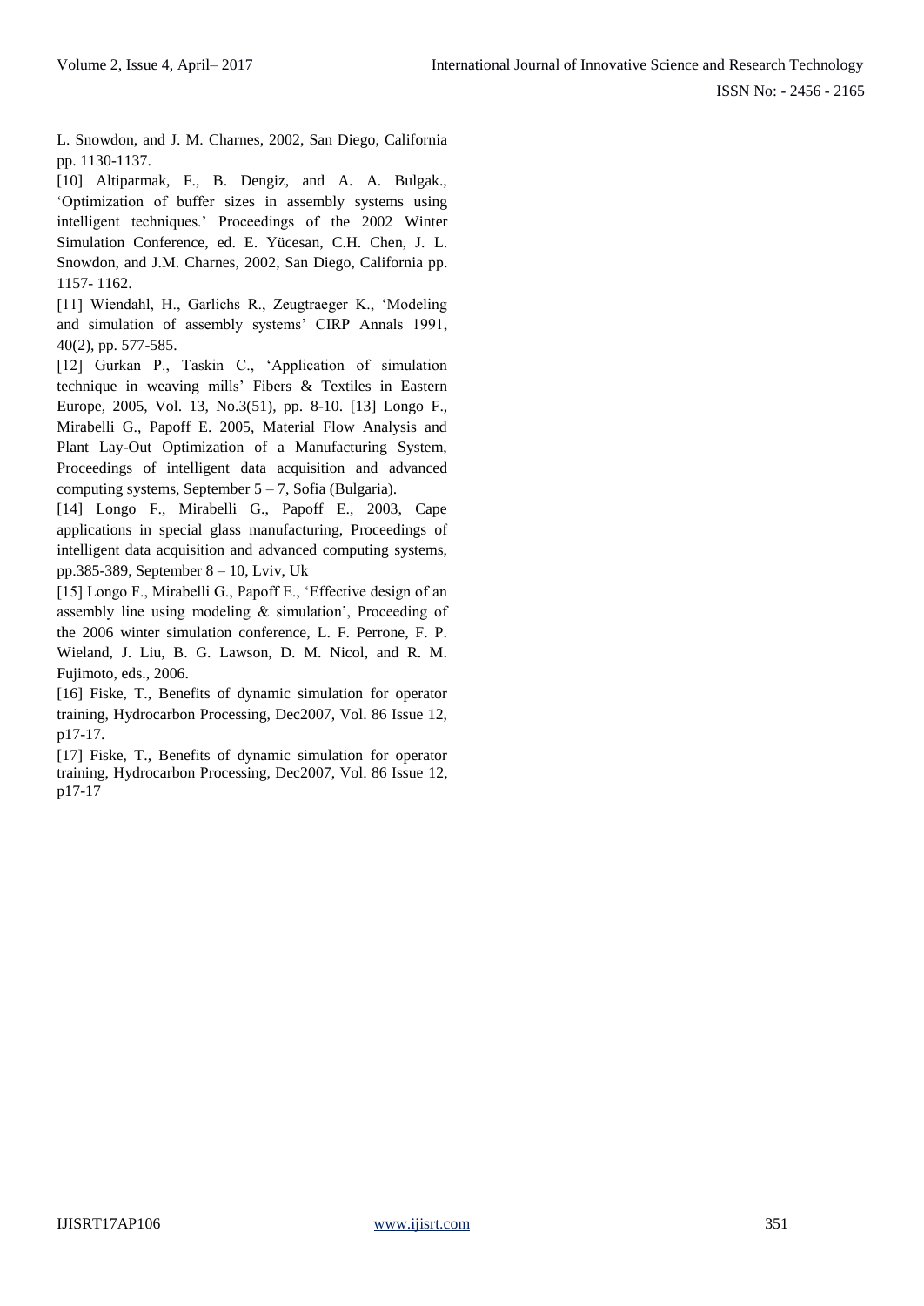L. Snowdon, and J. M. Charnes, 2002, San Diego, California pp. 1130-1137.

[10] Altiparmak, F., B. Dengiz, and A. A. Bulgak., 'Optimization of buffer sizes in assembly systems using intelligent techniques.' Proceedings of the 2002 Winter Simulation Conference, ed. E. Yücesan, C.H. Chen, J. L. Snowdon, and J.M. Charnes, 2002, San Diego, California pp. 1157- 1162.

[11] Wiendahl, H., Garlichs R., Zeugtraeger K., 'Modeling and simulation of assembly systems' CIRP Annals 1991, 40(2), pp. 577-585.

[12] Gurkan P., Taskin C., 'Application of simulation technique in weaving mills' Fibers & Textiles in Eastern Europe, 2005, Vol. 13, No.3(51), pp. 8-10. [13] Longo F., Mirabelli G., Papoff E. 2005, Material Flow Analysis and Plant Lay-Out Optimization of a Manufacturing System, Proceedings of intelligent data acquisition and advanced computing systems, September 5 – 7, Sofia (Bulgaria).

[14] Longo F., Mirabelli G., Papoff E., 2003, Cape applications in special glass manufacturing, Proceedings of intelligent data acquisition and advanced computing systems, pp.385-389, September 8 – 10, Lviv, Uk

[15] Longo F., Mirabelli G., Papoff E., 'Effective design of an assembly line using modeling & simulation', Proceeding of the 2006 winter simulation conference, L. F. Perrone, F. P. Wieland, J. Liu, B. G. Lawson, D. M. Nicol, and R. M. Fujimoto, eds., 2006.

[16] Fiske, T., Benefits of dynamic simulation for operator training, Hydrocarbon Processing, Dec2007, Vol. 86 Issue 12, p17-17.

[17] Fiske, T., Benefits of dynamic simulation for operator training, Hydrocarbon Processing, Dec2007, Vol. 86 Issue 12, p17-17